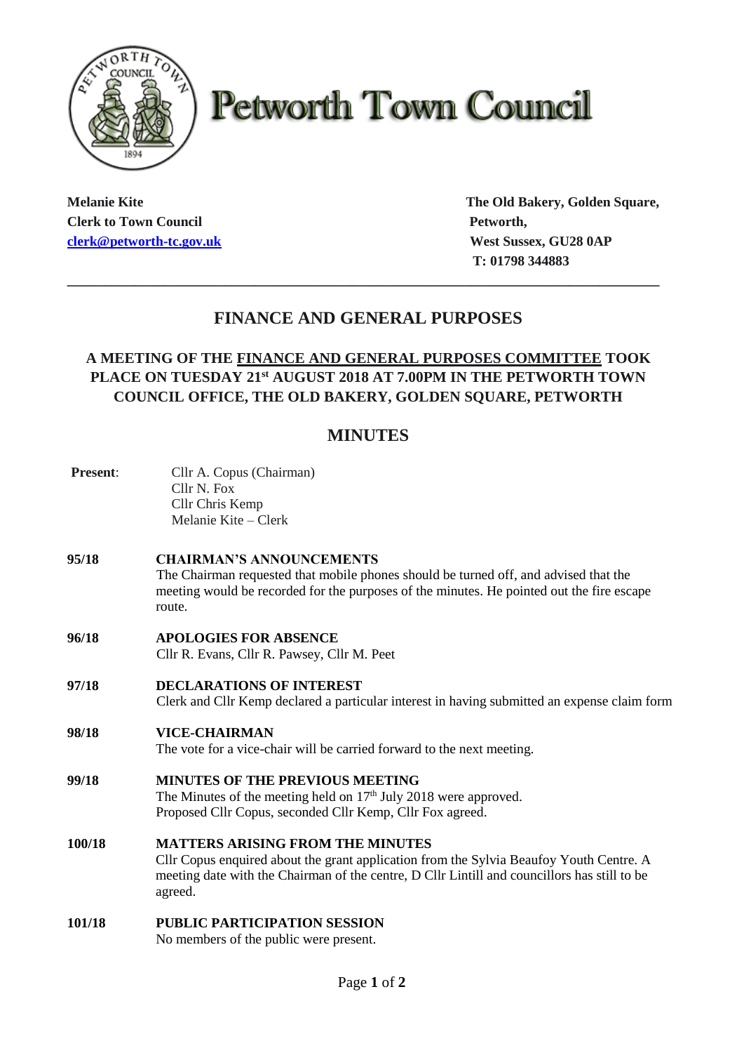# Petworth Town Council

**Melanie Kite**
**Clerk to Town Council**
**clerk@petworth-tc.gov.uk**

**The Old Bakery, Golden Square,**
**Petworth,**
**West Sussex, GU28 0AP**
**T: 01798 344883**

---

## FINANCE AND GENERAL PURPOSES

### A MEETING OF THE FINANCE AND GENERAL PURPOSES COMMITTEE TOOK PLACE ON TUESDAY 21st AUGUST 2018 AT 7.00PM IN THE PETWORTH TOWN COUNCIL OFFICE, THE OLD BAKERY, GOLDEN SQUARE, PETWORTH

## MINUTES

**Present**:
Cllr A. Copus (Chairman)
Cllr N. Fox
Cllr Chris Kemp
Melanie Kite – Clerk

**95/18 CHAIRMAN'S ANNOUNCEMENTS**
The Chairman requested that mobile phones should be turned off, and advised that the meeting would be recorded for the purposes of the minutes. He pointed out the fire escape route.

**96/18 APOLOGIES FOR ABSENCE**
Cllr R. Evans, Cllr R. Pawsey, Cllr M. Peet

**97/18 DECLARATIONS OF INTEREST**
Clerk and Cllr Kemp declared a particular interest in having submitted an expense claim form

**98/18 VICE-CHAIRMAN**
The vote for a vice-chair will be carried forward to the next meeting.

**99/18 MINUTES OF THE PREVIOUS MEETING**
The Minutes of the meeting held on 17th July 2018 were approved.
Proposed Cllr Copus, seconded Cllr Kemp, Cllr Fox agreed.

**100/18 MATTERS ARISING FROM THE MINUTES**
Cllr Copus enquired about the grant application from the Sylvia Beaufoy Youth Centre. A meeting date with the Chairman of the centre, D Cllr Lintill and councillors has still to be agreed.

**101/18 PUBLIC PARTICIPATION SESSION**
No members of the public were present.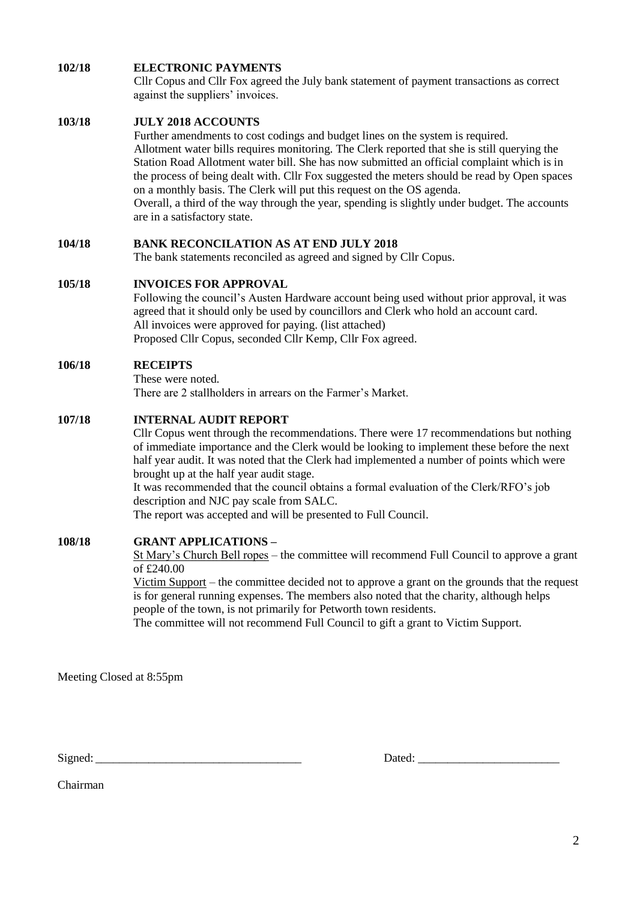**102/18 ELECTRONIC PAYMENTS**

Cllr Copus and Cllr Fox agreed the July bank statement of payment transactions as correct against the suppliers' invoices.

**103/18 JULY 2018 ACCOUNTS**

Further amendments to cost codings and budget lines on the system is required.
Allotment water bills requires monitoring. The Clerk reported that she is still querying the Station Road Allotment water bill. She has now submitted an official complaint which is in the process of being dealt with. Cllr Fox suggested the meters should be read by Open spaces on a monthly basis. The Clerk will put this request on the OS agenda.
Overall, a third of the way through the year, spending is slightly under budget. The accounts are in a satisfactory state.

**104/18 BANK RECONCILATION AS AT END JULY 2018**

The bank statements reconciled as agreed and signed by Cllr Copus.

**105/18 INVOICES FOR APPROVAL**

Following the council's Austen Hardware account being used without prior approval, it was agreed that it should only be used by councillors and Clerk who hold an account card.
All invoices were approved for paying. (list attached)
Proposed Cllr Copus, seconded Cllr Kemp, Cllr Fox agreed.

**106/18 RECEIPTS**

These were noted.
There are 2 stallholders in arrears on the Farmer's Market.

**107/18 INTERNAL AUDIT REPORT**

Cllr Copus went through the recommendations. There were 17 recommendations but nothing of immediate importance and the Clerk would be looking to implement these before the next half year audit. It was noted that the Clerk had implemented a number of points which were brought up at the half year audit stage.
It was recommended that the council obtains a formal evaluation of the Clerk/RFO's job description and NJC pay scale from SALC.
The report was accepted and will be presented to Full Council.

**108/18 GRANT APPLICATIONS –**

St Mary's Church Bell ropes – the committee will recommend Full Council to approve a grant of £240.00
Victim Support – the committee decided not to approve a grant on the grounds that the request is for general running expenses. The members also noted that the charity, although helps people of the town, is not primarily for Petworth town residents.
The committee will not recommend Full Council to gift a grant to Victim Support.

Meeting Closed at 8:55pm

Signed: ___________________________________ Dated: ________________________

Chairman